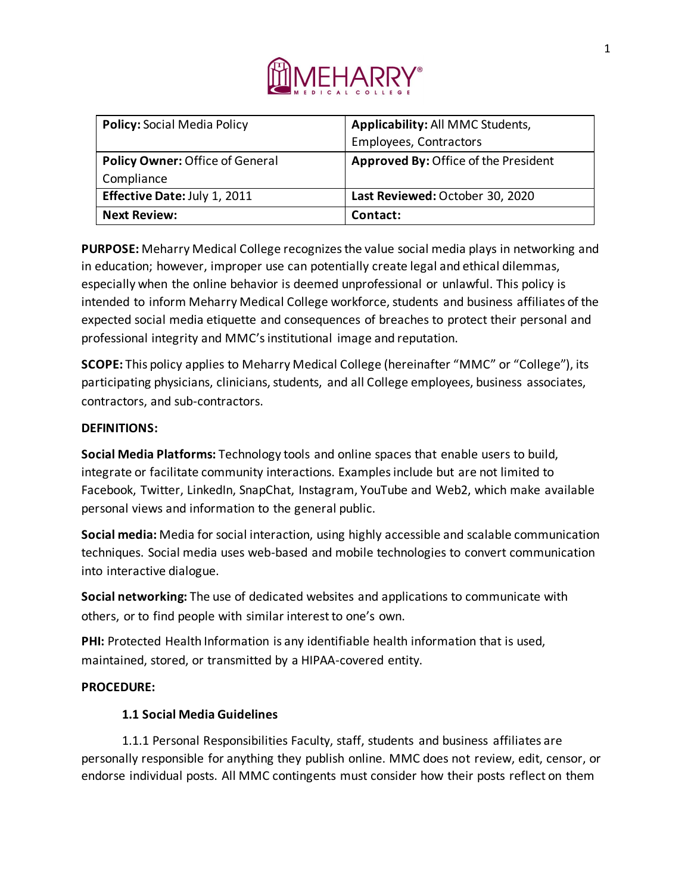| **Policy:** Social Media Policy | **Applicability:** All MMC Students, Employees, Contractors |
| --- | --- |
| **Policy Owner:** Office of General Compliance | **Approved By:** Office of the President |
| **Effective Date:** July 1, 2011 | **Last Reviewed:** October 30, 2020 |
| **Next Review:** | **Contact:** |

**PURPOSE:** Meharry Medical College recognizes the value social media plays in networking and in education; however, improper use can potentially create legal and ethical dilemmas, especially when the online behavior is deemed unprofessional or unlawful. This policy is intended to inform Meharry Medical College workforce, students and business affiliates of the expected social media etiquette and consequences of breaches to protect their personal and professional integrity and MMC's institutional image and reputation.

**SCOPE:** This policy applies to Meharry Medical College (hereinafter "MMC" or "College"), its participating physicians, clinicians, students, and all College employees, business associates, contractors, and sub-contractors.

**DEFINITIONS:**

**Social Media Platforms:** Technology tools and online spaces that enable users to build, integrate or facilitate community interactions. Examples include but are not limited to Facebook, Twitter, LinkedIn, SnapChat, Instagram, YouTube and Web2, which make available personal views and information to the general public.

**Social media:** Media for social interaction, using highly accessible and scalable communication techniques. Social media uses web-based and mobile technologies to convert communication into interactive dialogue.

**Social networking:** The use of dedicated websites and applications to communicate with others, or to find people with similar interest to one's own.

**PHI:** Protected Health Information is any identifiable health information that is used, maintained, stored, or transmitted by a HIPAA-covered entity.

**PROCEDURE:**

**1.1 Social Media Guidelines**

1.1.1 Personal Responsibilities Faculty, staff, students and business affiliates are personally responsible for anything they publish online. MMC does not review, edit, censor, or endorse individual posts. All MMC contingents must consider how their posts reflect on them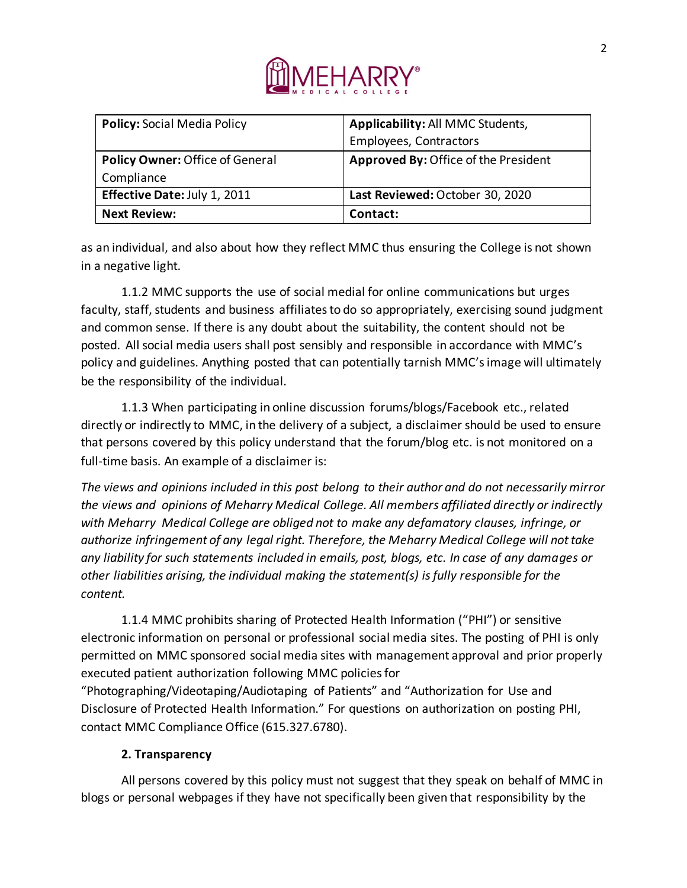| **Policy:** Social Media Policy | **Applicability:** All MMC Students, Employees, Contractors |
| --- | --- |
| **Policy Owner:** Office of General Compliance | **Approved By:** Office of the President |
| **Effective Date:** July 1, 2011 | **Last Reviewed:** October 30, 2020 |
| **Next Review:** | **Contact:** |

as an individual, and also about how they reflect MMC thus ensuring the College is not shown in a negative light.

1.1.2 MMC supports the use of social medial for online communications but urges faculty, staff, students and business affiliates to do so appropriately, exercising sound judgment and common sense. If there is any doubt about the suitability, the content should not be posted. All social media users shall post sensibly and responsible in accordance with MMC's policy and guidelines. Anything posted that can potentially tarnish MMC's image will ultimately be the responsibility of the individual.

1.1.3 When participating in online discussion forums/blogs/Facebook etc., related directly or indirectly to MMC, in the delivery of a subject, a disclaimer should be used to ensure that persons covered by this policy understand that the forum/blog etc. is not monitored on a full-time basis. An example of a disclaimer is:

*The views and opinions included in this post belong to their author and do not necessarily mirror the views and opinions of Meharry Medical College. All members affiliated directly or indirectly with Meharry Medical College are obliged not to make any defamatory clauses, infringe, or authorize infringement of any legal right. Therefore, the Meharry Medical College will not take any liability for such statements included in emails, post, blogs, etc. In case of any damages or other liabilities arising, the individual making the statement(s) is fully responsible for the content.*

1.1.4 MMC prohibits sharing of Protected Health Information ("PHI") or sensitive electronic information on personal or professional social media sites. The posting of PHI is only permitted on MMC sponsored social media sites with management approval and prior properly executed patient authorization following MMC policies for "Photographing/Videotaping/Audiotaping of Patients" and "Authorization for Use and Disclosure of Protected Health Information." For questions on authorization on posting PHI, contact MMC Compliance Office (615.327.6780).

**2. Transparency**

All persons covered by this policy must not suggest that they speak on behalf of MMC in blogs or personal webpages if they have not specifically been given that responsibility by the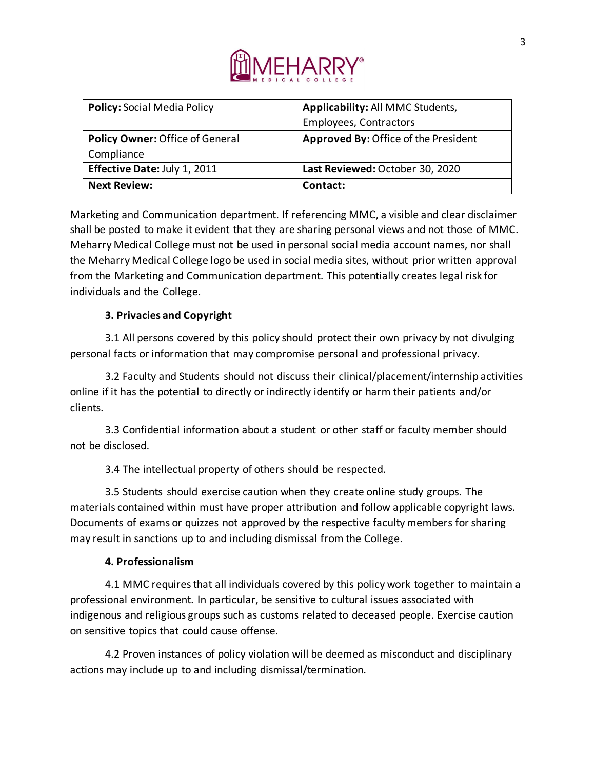| **Policy:** Social Media Policy | **Applicability:** All MMC Students, Employees, Contractors |
|---|---|
| **Policy Owner:** Office of General Compliance | **Approved By:** Office of the President |
| **Effective Date:** July 1, 2011 | **Last Reviewed:** October 30, 2020 |
| **Next Review:** | **Contact:** |

Marketing and Communication department. If referencing MMC, a visible and clear disclaimer shall be posted to make it evident that they are sharing personal views and not those of MMC. Meharry Medical College must not be used in personal social media account names, nor shall the Meharry Medical College logo be used in social media sites, without prior written approval from the Marketing and Communication department. This potentially creates legal risk for individuals and the College.

**3. Privacies and Copyright**

3.1 All persons covered by this policy should protect their own privacy by not divulging personal facts or information that may compromise personal and professional privacy.

3.2 Faculty and Students should not discuss their clinical/placement/internship activities online if it has the potential to directly or indirectly identify or harm their patients and/or clients.

3.3 Confidential information about a student or other staff or faculty member should not be disclosed.

3.4 The intellectual property of others should be respected.

3.5 Students should exercise caution when they create online study groups. The materials contained within must have proper attribution and follow applicable copyright laws. Documents of exams or quizzes not approved by the respective faculty members for sharing may result in sanctions up to and including dismissal from the College.

**4. Professionalism**

4.1 MMC requires that all individuals covered by this policy work together to maintain a professional environment. In particular, be sensitive to cultural issues associated with indigenous and religious groups such as customs related to deceased people. Exercise caution on sensitive topics that could cause offense.

4.2 Proven instances of policy violation will be deemed as misconduct and disciplinary actions may include up to and including dismissal/termination.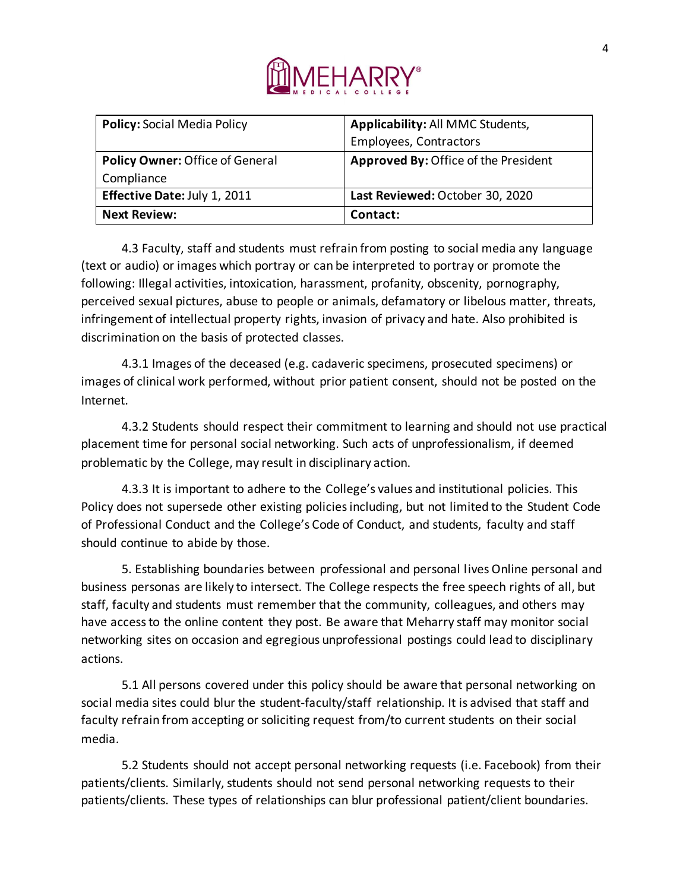| **Policy:** Social Media Policy | **Applicability:** All MMC Students, Employees, Contractors |
|---|---|
| **Policy Owner:** Office of General Compliance | **Approved By:** Office of the President |
| **Effective Date:** July 1, 2011 | **Last Reviewed:** October 30, 2020 |
| **Next Review:** | **Contact:** |

4.3 Faculty, staff and students must refrain from posting to social media any language (text or audio) or images which portray or can be interpreted to portray or promote the following: Illegal activities, intoxication, harassment, profanity, obscenity, pornography, perceived sexual pictures, abuse to people or animals, defamatory or libelous matter, threats, infringement of intellectual property rights, invasion of privacy and hate. Also prohibited is discrimination on the basis of protected classes.

4.3.1 Images of the deceased (e.g. cadaveric specimens, prosecuted specimens) or images of clinical work performed, without prior patient consent, should not be posted on the Internet.

4.3.2 Students should respect their commitment to learning and should not use practical placement time for personal social networking. Such acts of unprofessionalism, if deemed problematic by the College, may result in disciplinary action.

4.3.3 It is important to adhere to the College's values and institutional policies. This Policy does not supersede other existing policies including, but not limited to the Student Code of Professional Conduct and the College's Code of Conduct, and students, faculty and staff should continue to abide by those.

5. Establishing boundaries between professional and personal lives Online personal and business personas are likely to intersect. The College respects the free speech rights of all, but staff, faculty and students must remember that the community, colleagues, and others may have access to the online content they post. Be aware that Meharry staff may monitor social networking sites on occasion and egregious unprofessional postings could lead to disciplinary actions.

5.1 All persons covered under this policy should be aware that personal networking on social media sites could blur the student-faculty/staff relationship. It is advised that staff and faculty refrain from accepting or soliciting request from/to current students on their social media.

5.2 Students should not accept personal networking requests (i.e. Facebook) from their patients/clients. Similarly, students should not send personal networking requests to their patients/clients. These types of relationships can blur professional patient/client boundaries.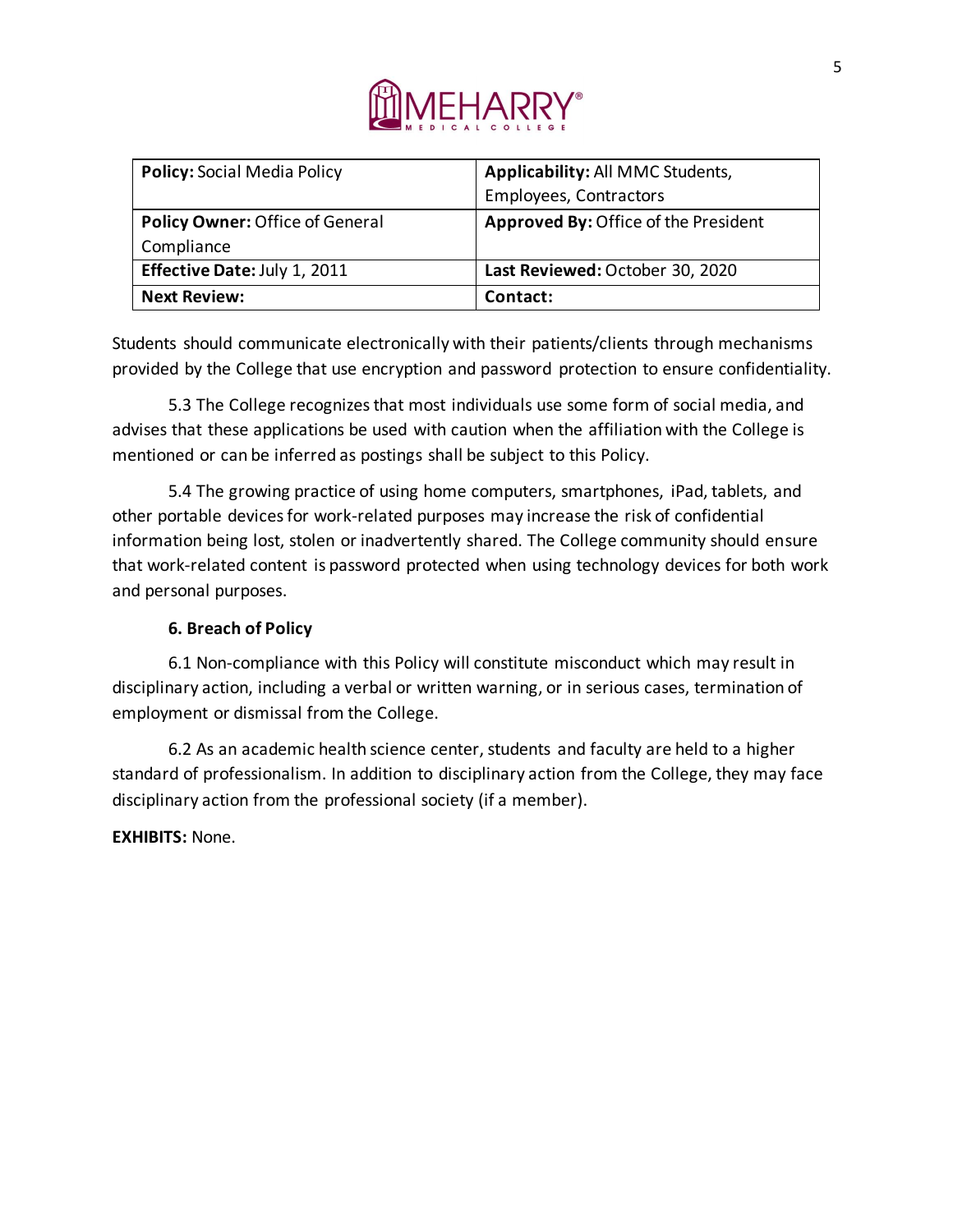| | |
|---|---|
| **Policy:** Social Media Policy | **Applicability:** All MMC Students, Employees, Contractors |
| **Policy Owner:** Office of General Compliance | **Approved By:** Office of the President |
| **Effective Date:** July 1, 2011 | **Last Reviewed:** October 30, 2020 |
| **Next Review:** | **Contact:** |

Students should communicate electronically with their patients/clients through mechanisms provided by the College that use encryption and password protection to ensure confidentiality.

5.3 The College recognizes that most individuals use some form of social media, and advises that these applications be used with caution when the affiliation with the College is mentioned or can be inferred as postings shall be subject to this Policy.

5.4 The growing practice of using home computers, smartphones, iPad, tablets, and other portable devices for work-related purposes may increase the risk of confidential information being lost, stolen or inadvertently shared. The College community should ensure that work-related content is password protected when using technology devices for both work and personal purposes.

**6. Breach of Policy**

6.1 Non-compliance with this Policy will constitute misconduct which may result in disciplinary action, including a verbal or written warning, or in serious cases, termination of employment or dismissal from the College.

6.2 As an academic health science center, students and faculty are held to a higher standard of professionalism. In addition to disciplinary action from the College, they may face disciplinary action from the professional society (if a member).

**EXHIBITS:** None.